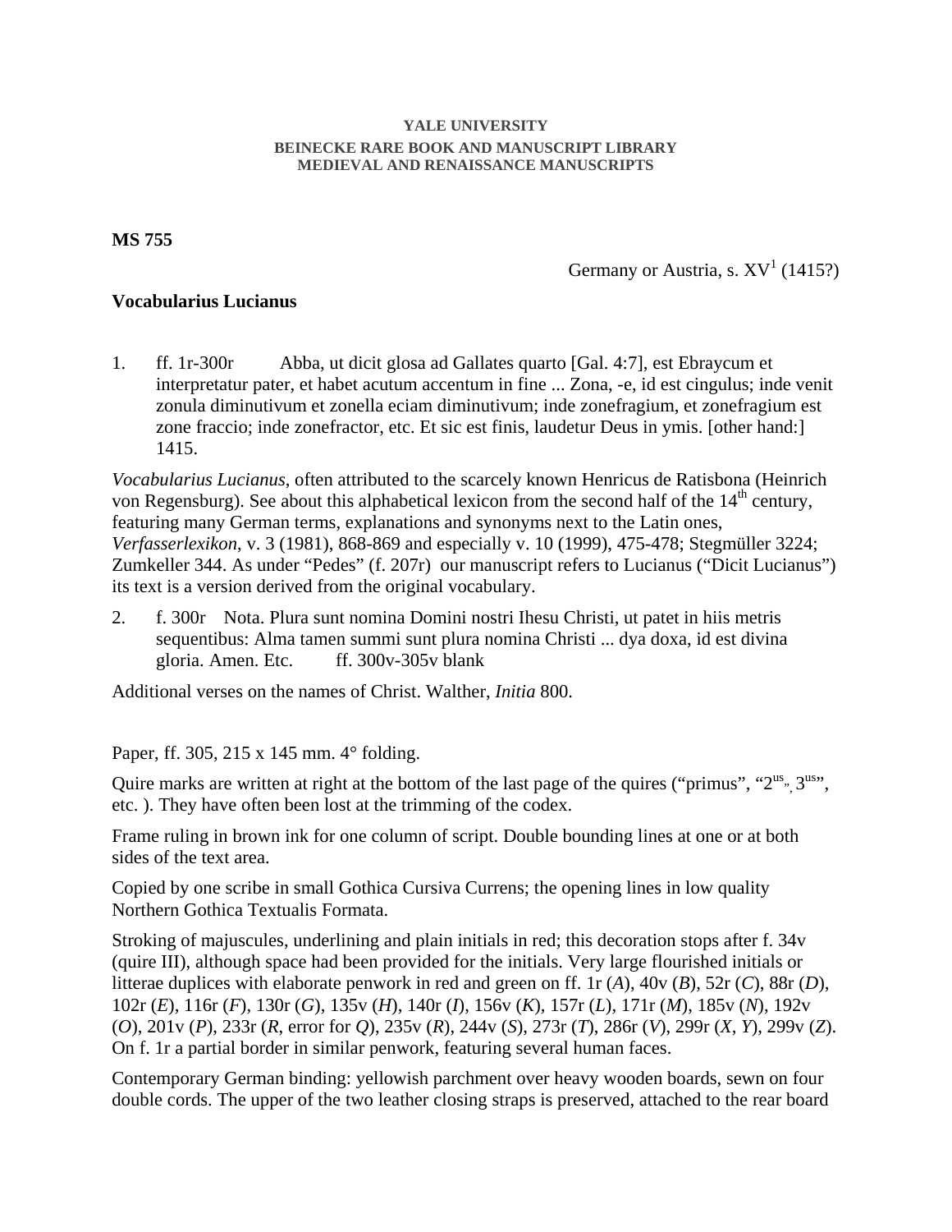**YALE UNIVERSITY**
**BEINECKE RARE BOOK AND MANUSCRIPT LIBRARY**
**MEDIEVAL AND RENAISSANCE MANUSCRIPTS**

**MS 755**

Germany or Austria, s. XV[1] (1415?)

**Vocabularius Lucianus**

1. ff. 1r-300r  Abba, ut dicit glosa ad Gallates quarto [Gal. 4:7], est Ebraycum et interpretatur pater, et habet acutum accentum in fine ... Zona, -e, id est cingulus; inde venit zonula diminutivum et zonella eciam diminutivum; inde zonefragium, et zonefragium est zone fraccio; inde zonefractor, etc. Et sic est finis, laudetur Deus in ymis. [other hand:] 1415.

*Vocabularius Lucianus*, often attributed to the scarcely known Henricus de Ratisbona (Heinrich von Regensburg). See about this alphabetical lexicon from the second half of the 14th century, featuring many German terms, explanations and synonyms next to the Latin ones, *Verfasserlexikon*, v. 3 (1981), 868-869 and especially v. 10 (1999), 475-478; Stegmüller 3224; Zumkeller 344. As under "Pedes" (f. 207r) our manuscript refers to Lucianus ("Dicit Lucianus") its text is a version derived from the original vocabulary.

2. f. 300r  Nota. Plura sunt nomina Domini nostri Ihesu Christi, ut patet in hiis metris sequentibus: Alma tamen summi sunt plura nomina Christi ... dya doxa, id est divina gloria. Amen. Etc.  ff. 300v-305v blank

Additional verses on the names of Christ. Walther, *Initia* 800.

Paper, ff. 305, 215 x 145 mm. 4° folding.

Quire marks are written at right at the bottom of the last page of the quires ("primus", "2us", 3us", etc. ). They have often been lost at the trimming of the codex.

Frame ruling in brown ink for one column of script. Double bounding lines at one or at both sides of the text area.

Copied by one scribe in small Gothica Cursiva Currens; the opening lines in low quality Northern Gothica Textualis Formata.

Stroking of majuscules, underlining and plain initials in red; this decoration stops after f. 34v (quire III), although space had been provided for the initials. Very large flourished initials or litterae duplices with elaborate penwork in red and green on ff. 1r (*A*), 40v (*B*), 52r (*C*), 88r (*D*), 102r (*E*), 116r (*F*), 130r (*G*), 135v (*H*), 140r (*I*), 156v (*K*), 157r (*L*), 171r (*M*), 185v (*N*), 192v (*O*), 201v (*P*), 233r (*R*, error for *Q*), 235v (*R*), 244v (*S*), 273r (*T*), 286r (*V*), 299r (*X*, *Y*), 299v (*Z*). On f. 1r a partial border in similar penwork, featuring several human faces.

Contemporary German binding: yellowish parchment over heavy wooden boards, sewn on four double cords. The upper of the two leather closing straps is preserved, attached to the rear board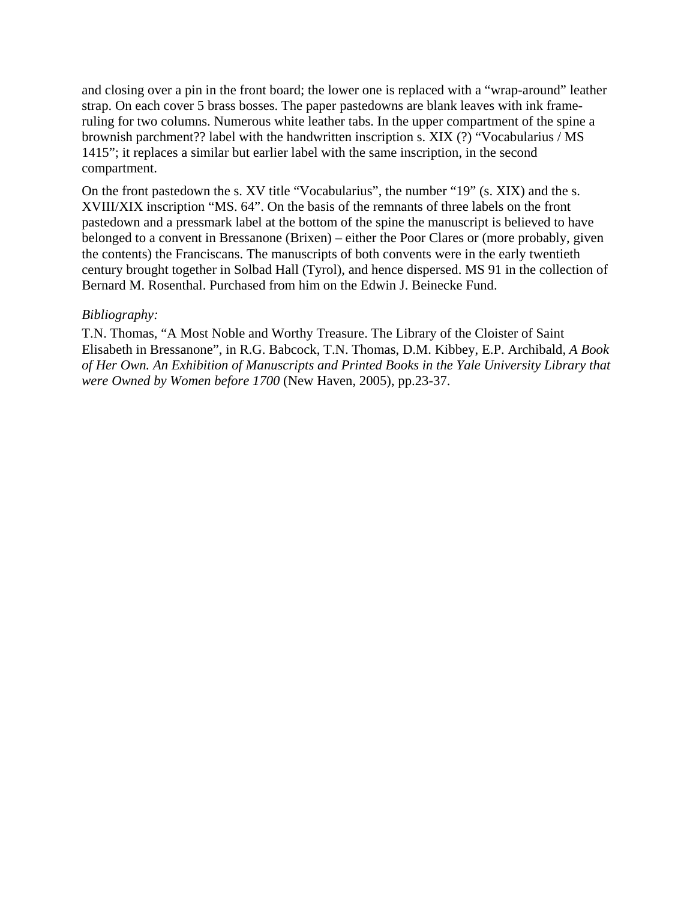and closing over a pin in the front board; the lower one is replaced with a "wrap-around" leather strap. On each cover 5 brass bosses. The paper pastedowns are blank leaves with ink frame-ruling for two columns. Numerous white leather tabs. In the upper compartment of the spine a brownish parchment?? label with the handwritten inscription s. XIX (?) "Vocabularius / MS 1415"; it replaces a similar but earlier label with the same inscription, in the second compartment.

On the front pastedown the s. XV title "Vocabularius", the number "19" (s. XIX) and the s. XVIII/XIX inscription "MS. 64". On the basis of the remnants of three labels on the front pastedown and a pressmark label at the bottom of the spine the manuscript is believed to have belonged to a convent in Bressanone (Brixen) – either the Poor Clares or (more probably, given the contents) the Franciscans. The manuscripts of both convents were in the early twentieth century brought together in Solbad Hall (Tyrol), and hence dispersed. MS 91 in the collection of Bernard M. Rosenthal. Purchased from him on the Edwin J. Beinecke Fund.

*Bibliography:*

T.N. Thomas, "A Most Noble and Worthy Treasure. The Library of the Cloister of Saint Elisabeth in Bressanone", in R.G. Babcock, T.N. Thomas, D.M. Kibbey, E.P. Archibald, *A Book of Her Own. An Exhibition of Manuscripts and Printed Books in the Yale University Library that were Owned by Women before 1700* (New Haven, 2005), pp.23-37.